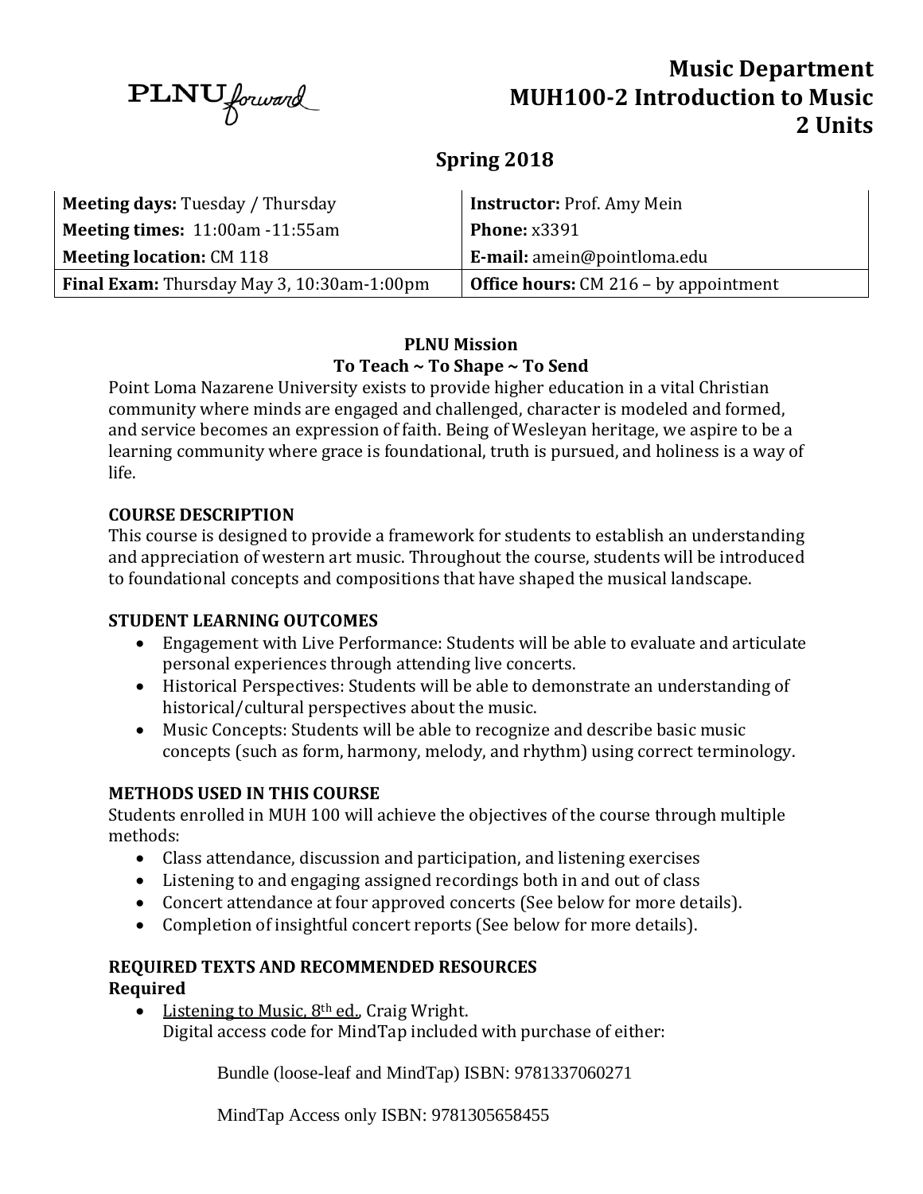PLNU forward

# Music Department
# MUH100-2 Introduction to Music
# 2 Units

## Spring 2018

| | |
|---|---|
| **Meeting days:** Tuesday / Thursday | **Instructor:** Prof. Amy Mein |
| **Meeting times:** 11:00am -11:55am | **Phone:** x3391 |
| **Meeting location:** CM 118 | **E-mail:** amein@pointloma.edu |
| **Final Exam:** Thursday May 3, 10:30am-1:00pm | **Office hours:** CM 216 – by appointment |

**PLNU Mission**

**To Teach ~ To Shape ~ To Send**

Point Loma Nazarene University exists to provide higher education in a vital Christian community where minds are engaged and challenged, character is modeled and formed, and service becomes an expression of faith. Being of Wesleyan heritage, we aspire to be a learning community where grace is foundational, truth is pursued, and holiness is a way of life.

### COURSE DESCRIPTION

This course is designed to provide a framework for students to establish an understanding and appreciation of western art music. Throughout the course, students will be introduced to foundational concepts and compositions that have shaped the musical landscape.

### STUDENT LEARNING OUTCOMES

- Engagement with Live Performance: Students will be able to evaluate and articulate personal experiences through attending live concerts.
- Historical Perspectives: Students will be able to demonstrate an understanding of historical/cultural perspectives about the music.
- Music Concepts: Students will be able to recognize and describe basic music concepts (such as form, harmony, melody, and rhythm) using correct terminology.

### METHODS USED IN THIS COURSE

Students enrolled in MUH 100 will achieve the objectives of the course through multiple methods:

- Class attendance, discussion and participation, and listening exercises
- Listening to and engaging assigned recordings both in and out of class
- Concert attendance at four approved concerts (See below for more details).
- Completion of insightful concert reports (See below for more details).

### REQUIRED TEXTS AND RECOMMENDED RESOURCES

**Required**

- Listening to Music, 8th ed., Craig Wright.
  Digital access code for MindTap included with purchase of either:

  Bundle (loose-leaf and MindTap) ISBN: 9781337060271

  MindTap Access only ISBN: 9781305658455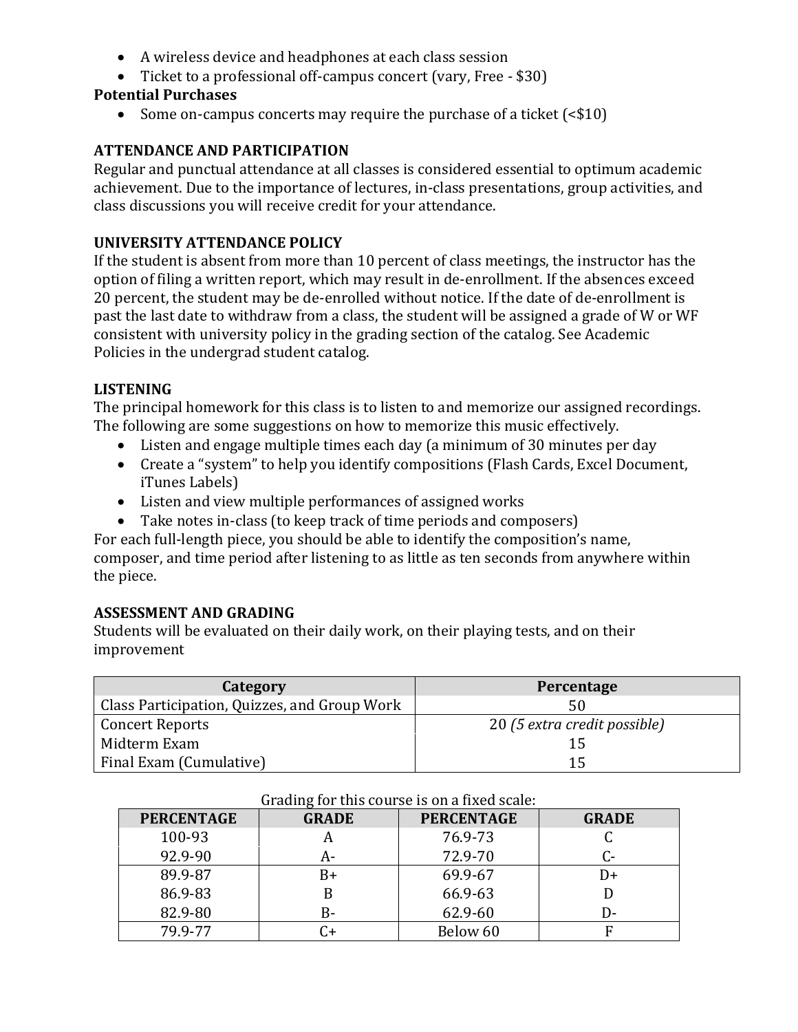- A wireless device and headphones at each class session
- Ticket to a professional off-campus concert (vary, Free - $30)

**Potential Purchases**

- Some on-campus concerts may require the purchase of a ticket (<$10)

## ATTENDANCE AND PARTICIPATION

Regular and punctual attendance at all classes is considered essential to optimum academic achievement. Due to the importance of lectures, in-class presentations, group activities, and class discussions you will receive credit for your attendance.

## UNIVERSITY ATTENDANCE POLICY

If the student is absent from more than 10 percent of class meetings, the instructor has the option of filing a written report, which may result in de-enrollment. If the absences exceed 20 percent, the student may be de-enrolled without notice. If the date of de-enrollment is past the last date to withdraw from a class, the student will be assigned a grade of W or WF consistent with university policy in the grading section of the catalog. See Academic Policies in the undergrad student catalog.

## LISTENING

The principal homework for this class is to listen to and memorize our assigned recordings. The following are some suggestions on how to memorize this music effectively.

- Listen and engage multiple times each day (a minimum of 30 minutes per day
- Create a "system" to help you identify compositions (Flash Cards, Excel Document, iTunes Labels)
- Listen and view multiple performances of assigned works
- Take notes in-class (to keep track of time periods and composers)

For each full-length piece, you should be able to identify the composition's name, composer, and time period after listening to as little as ten seconds from anywhere within the piece.

## ASSESSMENT AND GRADING

Students will be evaluated on their daily work, on their playing tests, and on their improvement

| Category | Percentage |
|---|---|
| Class Participation, Quizzes, and Group Work | 50 |
| Concert Reports | 20 *(5 extra credit possible)* |
| Midterm Exam | 15 |
| Final Exam (Cumulative) | 15 |

Grading for this course is on a fixed scale:

| PERCENTAGE | GRADE | PERCENTAGE | GRADE |
|---|---|---|---|
| 100-93 | A | 76.9-73 | C |
| 92.9-90 | A- | 72.9-70 | C- |
| 89.9-87 | B+ | 69.9-67 | D+ |
| 86.9-83 | B | 66.9-63 | D |
| 82.9-80 | B- | 62.9-60 | D- |
| 79.9-77 | C+ | Below 60 | F |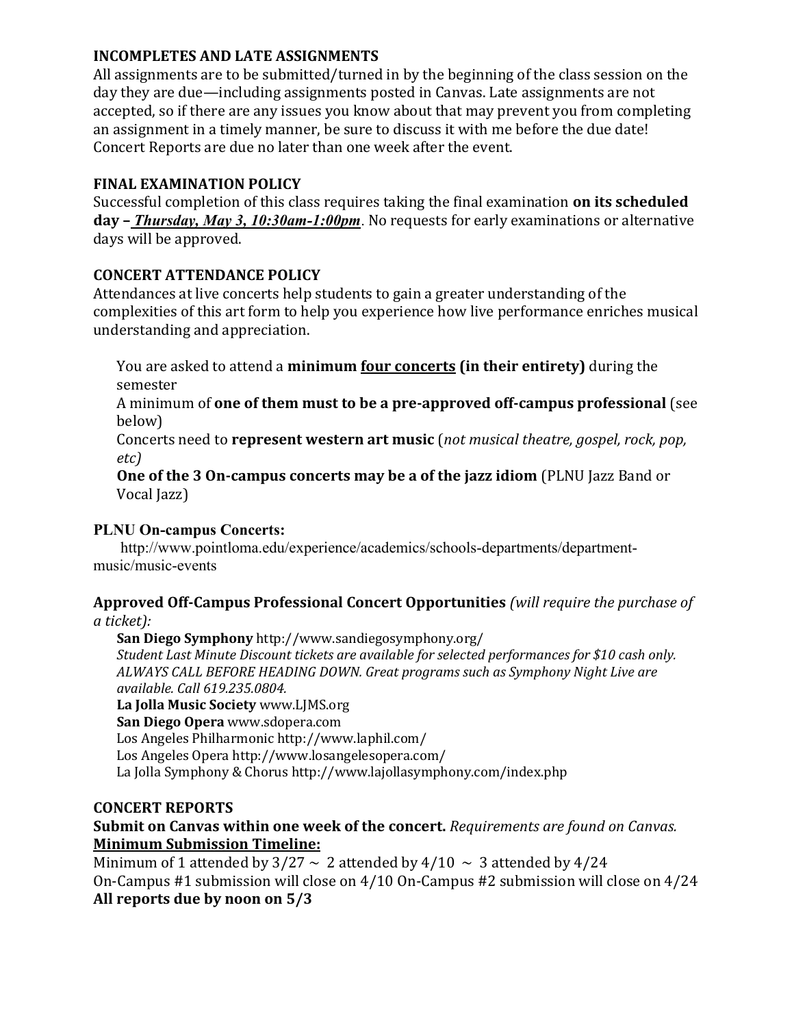## INCOMPLETES AND LATE ASSIGNMENTS

All assignments are to be submitted/turned in by the beginning of the class session on the day they are due—including assignments posted in Canvas. Late assignments are not accepted, so if there are any issues you know about that may prevent you from completing an assignment in a timely manner, be sure to discuss it with me before the due date! Concert Reports are due no later than one week after the event.

## FINAL EXAMINATION POLICY

Successful completion of this class requires taking the final examination **on its scheduled day – *Thursday, May 3, 10:30am-1:00pm***. No requests for early examinations or alternative days will be approved.

## CONCERT ATTENDANCE POLICY

Attendances at live concerts help students to gain a greater understanding of the complexities of this art form to help you experience how live performance enriches musical understanding and appreciation.

You are asked to attend a **minimum four concerts (in their entirety)** during the semester

A minimum of **one of them must to be a pre-approved off-campus professional** (see below)

Concerts need to **represent western art music** (*not musical theatre, gospel, rock, pop, etc)*

**One of the 3 On-campus concerts may be a of the jazz idiom** (PLNU Jazz Band or Vocal Jazz)

**PLNU On-campus Concerts:**

http://www.pointloma.edu/experience/academics/schools-departments/department-music/music-events

**Approved Off-Campus Professional Concert Opportunities** *(will require the purchase of a ticket):*

**San Diego Symphony** http://www.sandiegosymphony.org/
*Student Last Minute Discount tickets are available for selected performances for $10 cash only. ALWAYS CALL BEFORE HEADING DOWN. Great programs such as Symphony Night Live are available. Call 619.235.0804.*

**La Jolla Music Society** www.LJMS.org

**San Diego Opera** www.sdopera.com

Los Angeles Philharmonic http://www.laphil.com/

Los Angeles Opera http://www.losangelesopera.com/

La Jolla Symphony & Chorus http://www.lajollasymphony.com/index.php

## CONCERT REPORTS

**Submit on Canvas within one week of the concert.** *Requirements are found on Canvas.*

**Minimum Submission Timeline:**

Minimum of 1 attended by 3/27 ~ 2 attended by 4/10 ~ 3 attended by 4/24

On-Campus #1 submission will close on 4/10 On-Campus #2 submission will close on 4/24

**All reports due by noon on 5/3**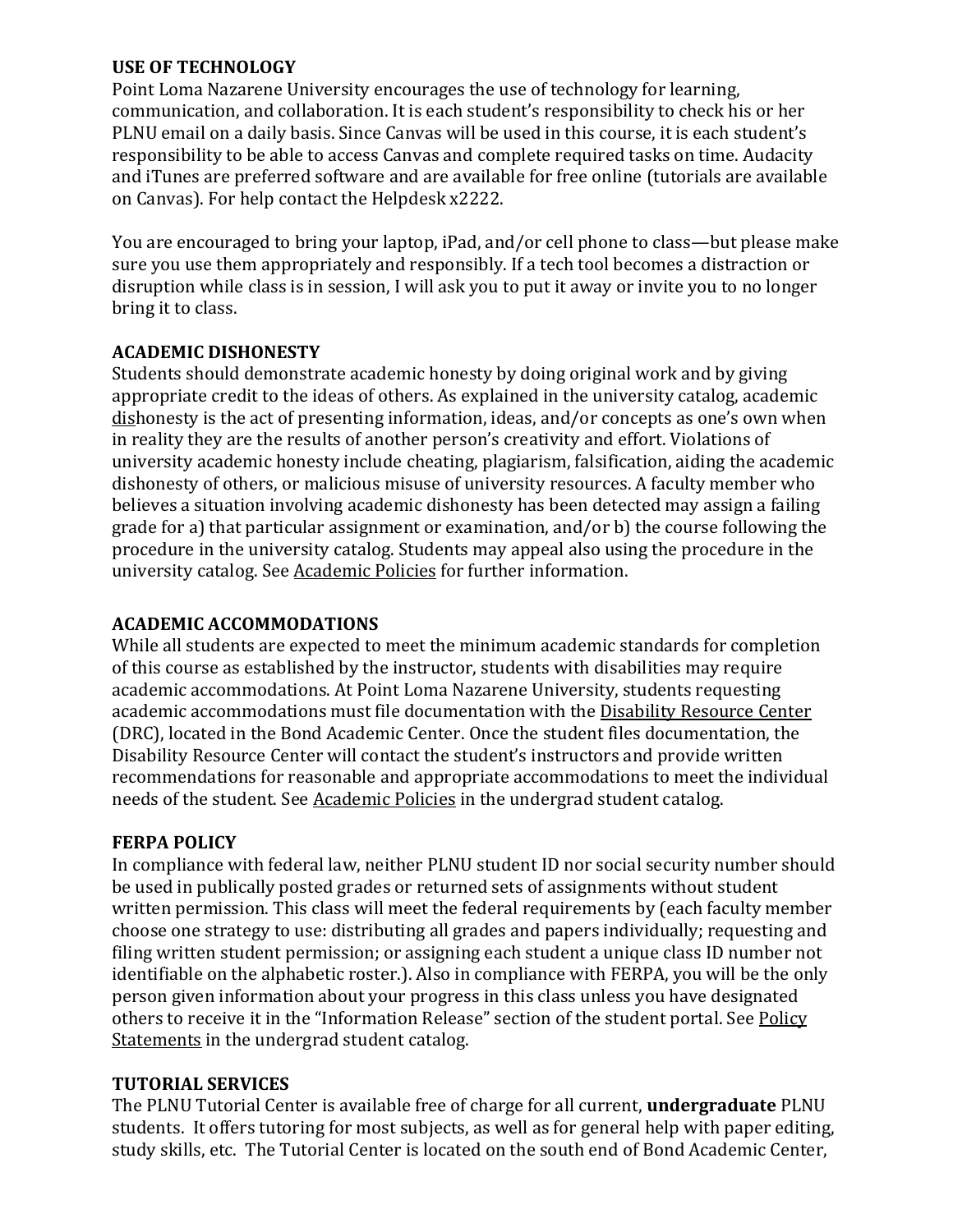## USE OF TECHNOLOGY

Point Loma Nazarene University encourages the use of technology for learning, communication, and collaboration. It is each student's responsibility to check his or her PLNU email on a daily basis. Since Canvas will be used in this course, it is each student's responsibility to be able to access Canvas and complete required tasks on time. Audacity and iTunes are preferred software and are available for free online (tutorials are available on Canvas). For help contact the Helpdesk x2222.

You are encouraged to bring your laptop, iPad, and/or cell phone to class—but please make sure you use them appropriately and responsibly. If a tech tool becomes a distraction or disruption while class is in session, I will ask you to put it away or invite you to no longer bring it to class.

## ACADEMIC DISHONESTY

Students should demonstrate academic honesty by doing original work and by giving appropriate credit to the ideas of others. As explained in the university catalog, academic dishonesty is the act of presenting information, ideas, and/or concepts as one's own when in reality they are the results of another person's creativity and effort. Violations of university academic honesty include cheating, plagiarism, falsification, aiding the academic dishonesty of others, or malicious misuse of university resources. A faculty member who believes a situation involving academic dishonesty has been detected may assign a failing grade for a) that particular assignment or examination, and/or b) the course following the procedure in the university catalog. Students may appeal also using the procedure in the university catalog. See Academic Policies for further information.

## ACADEMIC ACCOMMODATIONS

While all students are expected to meet the minimum academic standards for completion of this course as established by the instructor, students with disabilities may require academic accommodations. At Point Loma Nazarene University, students requesting academic accommodations must file documentation with the Disability Resource Center (DRC), located in the Bond Academic Center. Once the student files documentation, the Disability Resource Center will contact the student's instructors and provide written recommendations for reasonable and appropriate accommodations to meet the individual needs of the student. See Academic Policies in the undergrad student catalog.

## FERPA POLICY

In compliance with federal law, neither PLNU student ID nor social security number should be used in publically posted grades or returned sets of assignments without student written permission. This class will meet the federal requirements by (each faculty member choose one strategy to use: distributing all grades and papers individually; requesting and filing written student permission; or assigning each student a unique class ID number not identifiable on the alphabetic roster.). Also in compliance with FERPA, you will be the only person given information about your progress in this class unless you have designated others to receive it in the "Information Release" section of the student portal. See Policy Statements in the undergrad student catalog.

## TUTORIAL SERVICES

The PLNU Tutorial Center is available free of charge for all current, **undergraduate** PLNU students. It offers tutoring for most subjects, as well as for general help with paper editing, study skills, etc. The Tutorial Center is located on the south end of Bond Academic Center,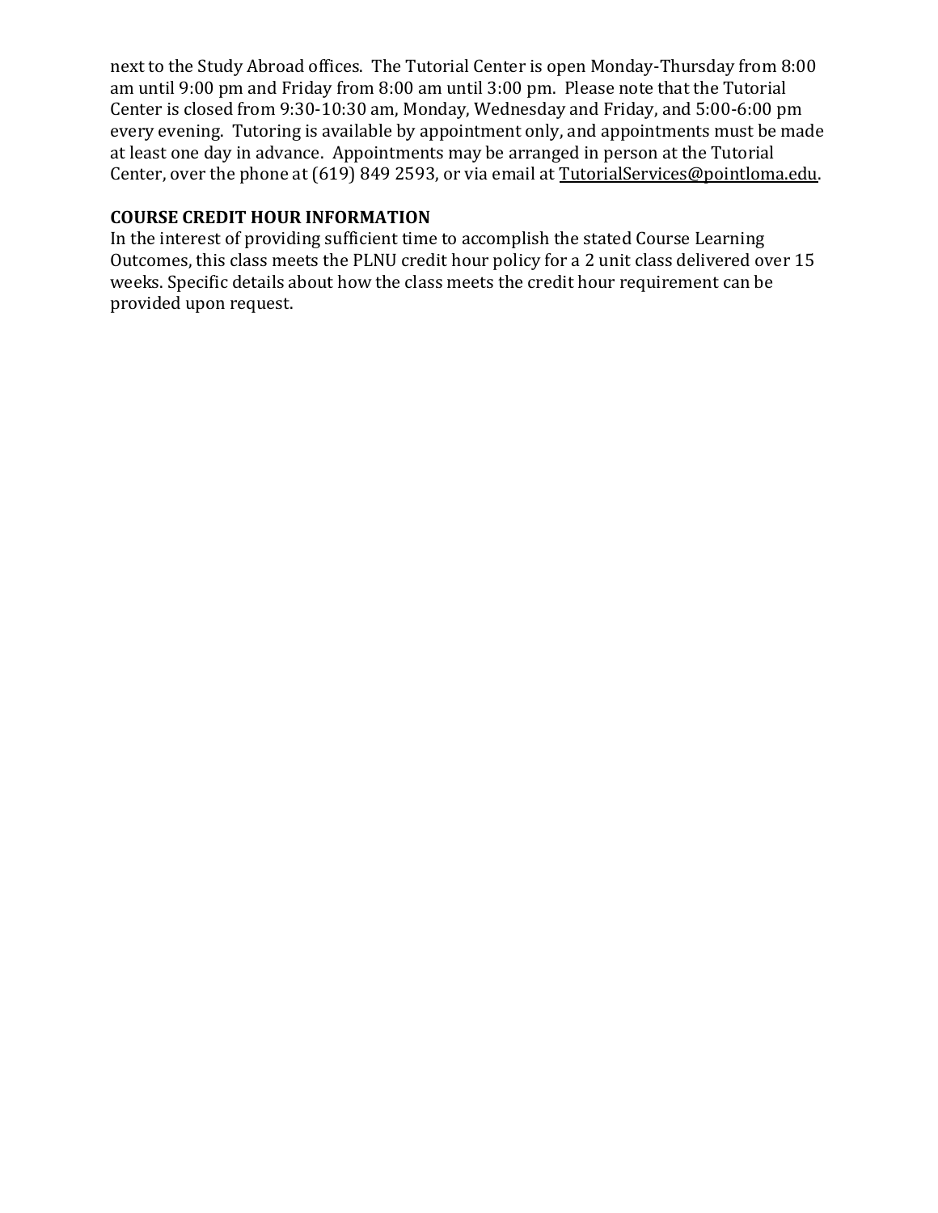next to the Study Abroad offices. The Tutorial Center is open Monday-Thursday from 8:00 am until 9:00 pm and Friday from 8:00 am until 3:00 pm. Please note that the Tutorial Center is closed from 9:30-10:30 am, Monday, Wednesday and Friday, and 5:00-6:00 pm every evening. Tutoring is available by appointment only, and appointments must be made at least one day in advance. Appointments may be arranged in person at the Tutorial Center, over the phone at (619) 849 2593, or via email at TutorialServices@pointloma.edu.

**COURSE CREDIT HOUR INFORMATION**

In the interest of providing sufficient time to accomplish the stated Course Learning Outcomes, this class meets the PLNU credit hour policy for a 2 unit class delivered over 15 weeks. Specific details about how the class meets the credit hour requirement can be provided upon request.